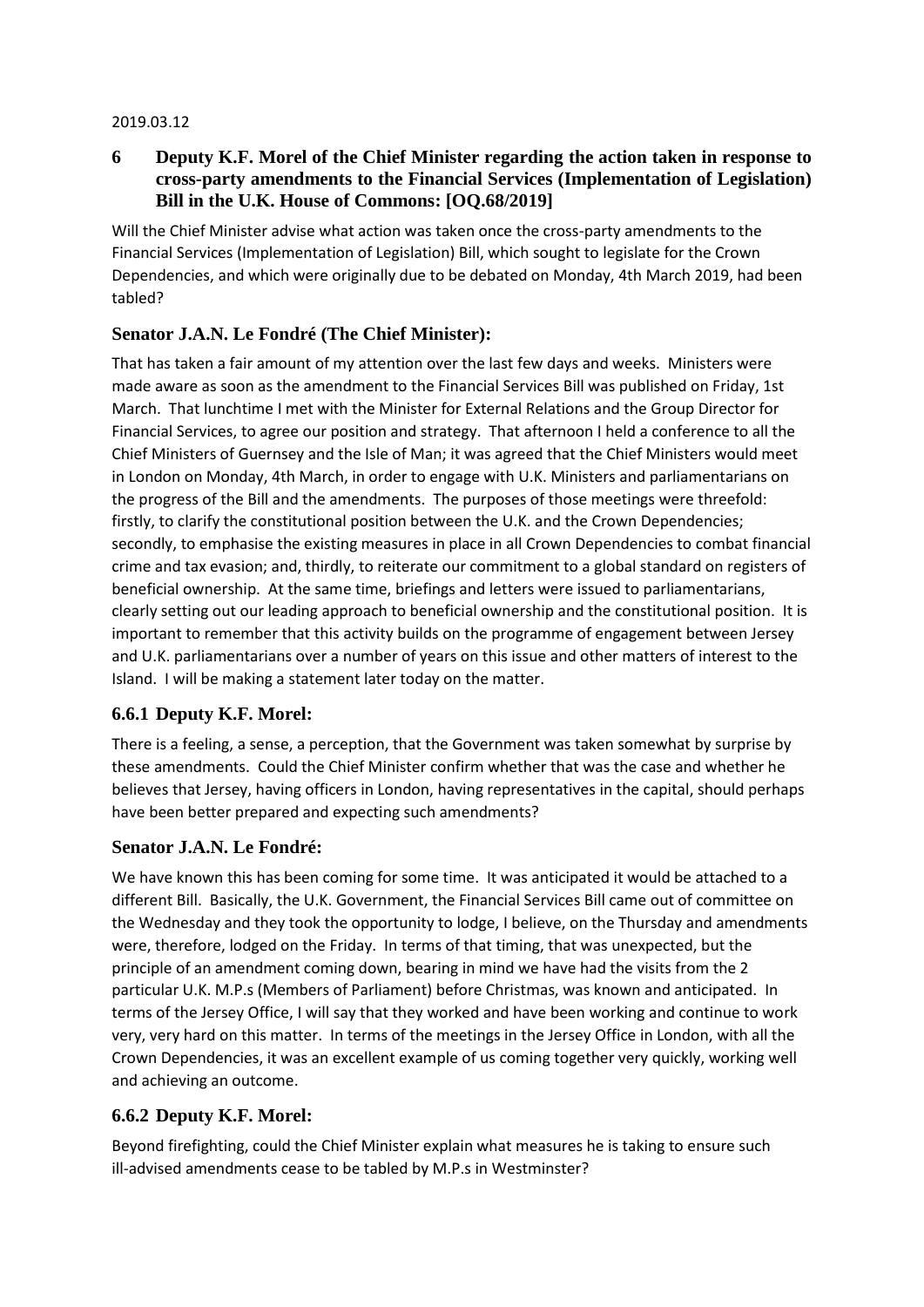2019.03.12

## 6 Deputy K.F. Morel of the Chief Minister regarding the action taken in response to cross-party amendments to the Financial Services (Implementation of Legislation) Bill in the U.K. House of Commons: [OQ.68/2019]

Will the Chief Minister advise what action was taken once the cross-party amendments to the Financial Services (Implementation of Legislation) Bill, which sought to legislate for the Crown Dependencies, and which were originally due to be debated on Monday, 4th March 2019, had been tabled?

### Senator J.A.N. Le Fondré (The Chief Minister):

That has taken a fair amount of my attention over the last few days and weeks. Ministers were made aware as soon as the amendment to the Financial Services Bill was published on Friday, 1st March. That lunchtime I met with the Minister for External Relations and the Group Director for Financial Services, to agree our position and strategy. That afternoon I held a conference to all the Chief Ministers of Guernsey and the Isle of Man; it was agreed that the Chief Ministers would meet in London on Monday, 4th March, in order to engage with U.K. Ministers and parliamentarians on the progress of the Bill and the amendments. The purposes of those meetings were threefold: firstly, to clarify the constitutional position between the U.K. and the Crown Dependencies; secondly, to emphasise the existing measures in place in all Crown Dependencies to combat financial crime and tax evasion; and, thirdly, to reiterate our commitment to a global standard on registers of beneficial ownership. At the same time, briefings and letters were issued to parliamentarians, clearly setting out our leading approach to beneficial ownership and the constitutional position. It is important to remember that this activity builds on the programme of engagement between Jersey and U.K. parliamentarians over a number of years on this issue and other matters of interest to the Island. I will be making a statement later today on the matter.

### 6.6.1 Deputy K.F. Morel:

There is a feeling, a sense, a perception, that the Government was taken somewhat by surprise by these amendments. Could the Chief Minister confirm whether that was the case and whether he believes that Jersey, having officers in London, having representatives in the capital, should perhaps have been better prepared and expecting such amendments?

### Senator J.A.N. Le Fondré:

We have known this has been coming for some time. It was anticipated it would be attached to a different Bill. Basically, the U.K. Government, the Financial Services Bill came out of committee on the Wednesday and they took the opportunity to lodge, I believe, on the Thursday and amendments were, therefore, lodged on the Friday. In terms of that timing, that was unexpected, but the principle of an amendment coming down, bearing in mind we have had the visits from the 2 particular U.K. M.P.s (Members of Parliament) before Christmas, was known and anticipated. In terms of the Jersey Office, I will say that they worked and have been working and continue to work very, very hard on this matter. In terms of the meetings in the Jersey Office in London, with all the Crown Dependencies, it was an excellent example of us coming together very quickly, working well and achieving an outcome.

### 6.6.2 Deputy K.F. Morel:

Beyond firefighting, could the Chief Minister explain what measures he is taking to ensure such ill-advised amendments cease to be tabled by M.P.s in Westminster?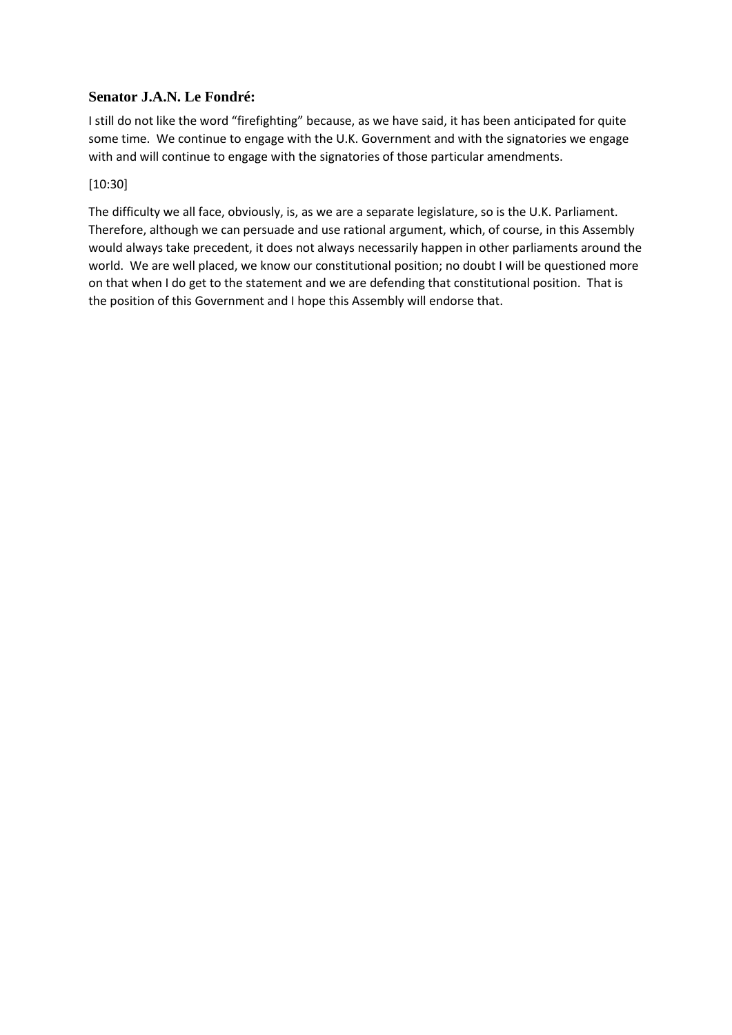### Senator J.A.N. Le Fondré:

I still do not like the word "firefighting" because, as we have said, it has been anticipated for quite some time. We continue to engage with the U.K. Government and with the signatories we engage with and will continue to engage with the signatories of those particular amendments.

[10:30]

The difficulty we all face, obviously, is, as we are a separate legislature, so is the U.K. Parliament. Therefore, although we can persuade and use rational argument, which, of course, in this Assembly would always take precedent, it does not always necessarily happen in other parliaments around the world. We are well placed, we know our constitutional position; no doubt I will be questioned more on that when I do get to the statement and we are defending that constitutional position. That is the position of this Government and I hope this Assembly will endorse that.